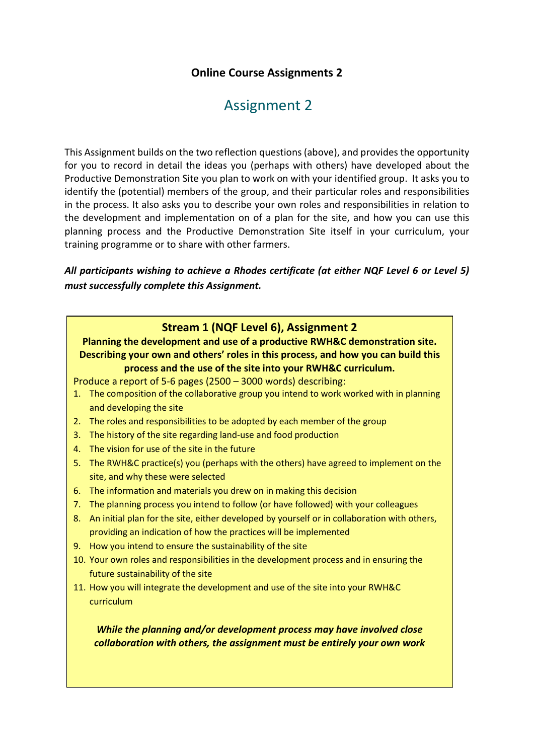**Online Course Assignments 2**

# Assignment 2

This Assignment builds on the two reflection questions (above), and provides the opportunity for you to record in detail the ideas you (perhaps with others) have developed about the Productive Demonstration Site you plan to work on with your identified group. It asks you to identify the (potential) members of the group, and their particular roles and responsibilities in the process. It also asks you to describe your own roles and responsibilities in relation to the development and implementation on of a plan for the site, and how you can use this planning process and the Productive Demonstration Site itself in your curriculum, your training programme or to share with other farmers.

***All participants wishing to achieve a Rhodes certificate (at either NQF Level 6 or Level 5) must successfully complete this Assignment.***

## Stream 1 (NQF Level 6), Assignment 2

**Planning the development and use of a productive RWH&C demonstration site. Describing your own and others' roles in this process, and how you can build this process and the use of the site into your RWH&C curriculum.**

Produce a report of 5-6 pages (2500 – 3000 words) describing:

1. The composition of the collaborative group you intend to work worked with in planning and developing the site
2. The roles and responsibilities to be adopted by each member of the group
3. The history of the site regarding land-use and food production
4. The vision for use of the site in the future
5. The RWH&C practice(s) you (perhaps with the others) have agreed to implement on the site, and why these were selected
6. The information and materials you drew on in making this decision
7. The planning process you intend to follow (or have followed) with your colleagues
8. An initial plan for the site, either developed by yourself or in collaboration with others, providing an indication of how the practices will be implemented
9. How you intend to ensure the sustainability of the site
10. Your own roles and responsibilities in the development process and in ensuring the future sustainability of the site
11. How you will integrate the development and use of the site into your RWH&C curriculum

***While the planning and/or development process may have involved close collaboration with others, the assignment must be entirely your own work***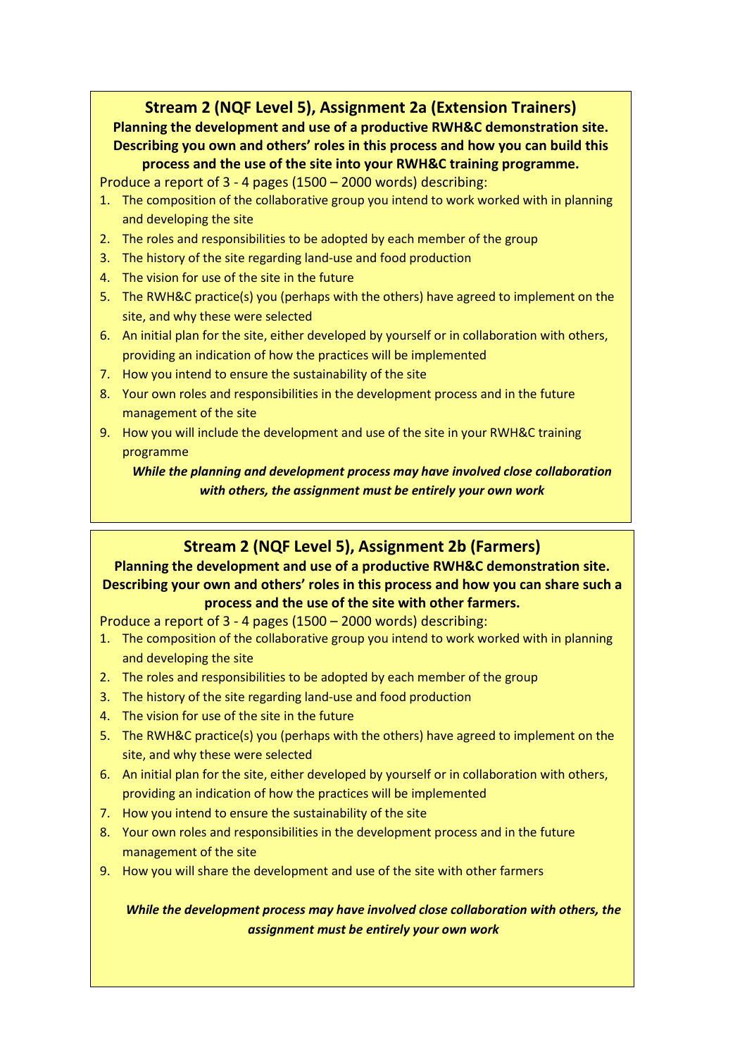## Stream 2 (NQF Level 5), Assignment 2a (Extension Trainers)

**Planning the development and use of a productive RWH&C demonstration site. Describing you own and others' roles in this process and how you can build this process and the use of the site into your RWH&C training programme.**

Produce a report of 3 - 4 pages (1500 – 2000 words) describing:

1. The composition of the collaborative group you intend to work worked with in planning and developing the site
2. The roles and responsibilities to be adopted by each member of the group
3. The history of the site regarding land-use and food production
4. The vision for use of the site in the future
5. The RWH&C practice(s) you (perhaps with the others) have agreed to implement on the site, and why these were selected
6. An initial plan for the site, either developed by yourself or in collaboration with others, providing an indication of how the practices will be implemented
7. How you intend to ensure the sustainability of the site
8. Your own roles and responsibilities in the development process and in the future management of the site
9. How you will include the development and use of the site in your RWH&C training programme

***While the planning and development process may have involved close collaboration with others, the assignment must be entirely your own work***

## Stream 2 (NQF Level 5), Assignment 2b (Farmers)

**Planning the development and use of a productive RWH&C demonstration site. Describing your own and others' roles in this process and how you can share such a process and the use of the site with other farmers.**

Produce a report of 3 - 4 pages (1500 – 2000 words) describing:

1. The composition of the collaborative group you intend to work worked with in planning and developing the site
2. The roles and responsibilities to be adopted by each member of the group
3. The history of the site regarding land-use and food production
4. The vision for use of the site in the future
5. The RWH&C practice(s) you (perhaps with the others) have agreed to implement on the site, and why these were selected
6. An initial plan for the site, either developed by yourself or in collaboration with others, providing an indication of how the practices will be implemented
7. How you intend to ensure the sustainability of the site
8. Your own roles and responsibilities in the development process and in the future management of the site
9. How you will share the development and use of the site with other farmers

***While the development process may have involved close collaboration with others, the assignment must be entirely your own work***